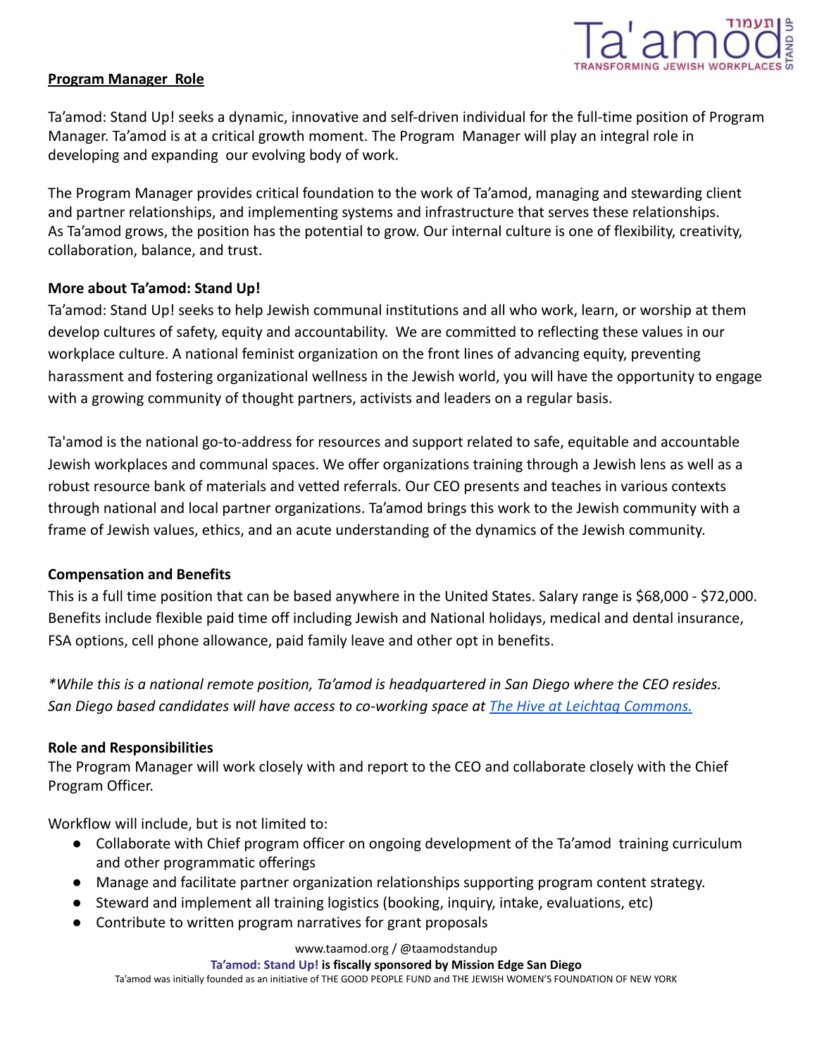**Program Manager Role**

Ta'amod: Stand Up! seeks a dynamic, innovative and self-driven individual for the full-time position of Program Manager. Ta'amod is at a critical growth moment. The Program Manager will play an integral role in developing and expanding our evolving body of work.

The Program Manager provides critical foundation to the work of Ta'amod, managing and stewarding client and partner relationships, and implementing systems and infrastructure that serves these relationships. As Ta'amod grows, the position has the potential to grow. Our internal culture is one of flexibility, creativity, collaboration, balance, and trust.

**More about Ta'amod: Stand Up!**

Ta'amod: Stand Up! seeks to help Jewish communal institutions and all who work, learn, or worship at them develop cultures of safety, equity and accountability. We are committed to reflecting these values in our workplace culture. A national feminist organization on the front lines of advancing equity, preventing harassment and fostering organizational wellness in the Jewish world, you will have the opportunity to engage with a growing community of thought partners, activists and leaders on a regular basis.

Ta'amod is the national go-to-address for resources and support related to safe, equitable and accountable Jewish workplaces and communal spaces. We offer organizations training through a Jewish lens as well as a robust resource bank of materials and vetted referrals. Our CEO presents and teaches in various contexts through national and local partner organizations. Ta'amod brings this work to the Jewish community with a frame of Jewish values, ethics, and an acute understanding of the dynamics of the Jewish community.

**Compensation and Benefits**

This is a full time position that can be based anywhere in the United States. Salary range is $68,000 - $72,000. Benefits include flexible paid time off including Jewish and National holidays, medical and dental insurance, FSA options, cell phone allowance, paid family leave and other opt in benefits.

*\*While this is a national remote position, Ta'amod is headquartered in San Diego where the CEO resides. San Diego based candidates will have access to co-working space at The Hive at Leichtag Commons.*

**Role and Responsibilities**

The Program Manager will work closely with and report to the CEO and collaborate closely with the Chief Program Officer.

Workflow will include, but is not limited to:

- Collaborate with Chief program officer on ongoing development of the Ta'amod training curriculum and other programmatic offerings
- Manage and facilitate partner organization relationships supporting program content strategy.
- Steward and implement all training logistics (booking, inquiry, intake, evaluations, etc)
- Contribute to written program narratives for grant proposals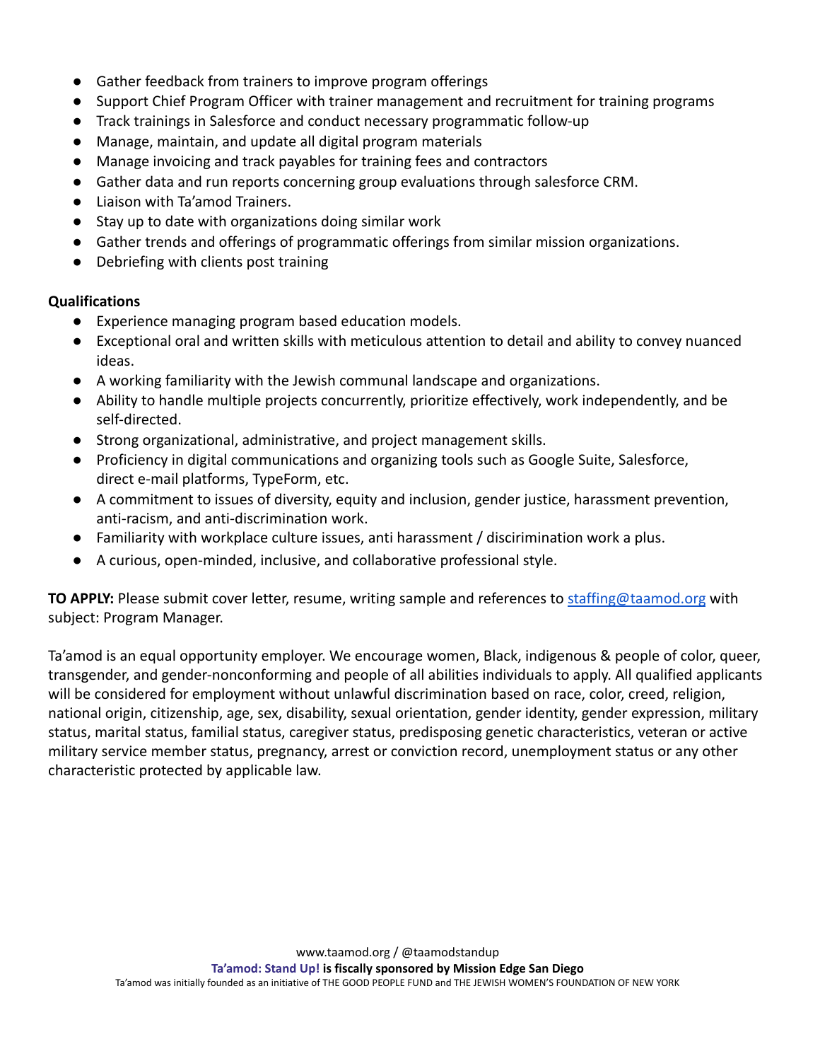- Gather feedback from trainers to improve program offerings
- Support Chief Program Officer with trainer management and recruitment for training programs
- Track trainings in Salesforce and conduct necessary programmatic follow-up
- Manage, maintain, and update all digital program materials
- Manage invoicing and track payables for training fees and contractors
- Gather data and run reports concerning group evaluations through salesforce CRM.
- Liaison with Ta'amod Trainers.
- Stay up to date with organizations doing similar work
- Gather trends and offerings of programmatic offerings from similar mission organizations.
- Debriefing with clients post training

**Qualifications**

- Experience managing program based education models.
- Exceptional oral and written skills with meticulous attention to detail and ability to convey nuanced ideas.
- A working familiarity with the Jewish communal landscape and organizations.
- Ability to handle multiple projects concurrently, prioritize effectively, work independently, and be self-directed.
- Strong organizational, administrative, and project management skills.
- Proficiency in digital communications and organizing tools such as Google Suite, Salesforce, direct e-mail platforms, TypeForm, etc.
- A commitment to issues of diversity, equity and inclusion, gender justice, harassment prevention, anti-racism, and anti-discrimination work.
- Familiarity with workplace culture issues, anti harassment / discirimination work a plus.
- A curious, open-minded, inclusive, and collaborative professional style.

**TO APPLY:** Please submit cover letter, resume, writing sample and references to staffing@taamod.org with subject: Program Manager.

Ta'amod is an equal opportunity employer. We encourage women, Black, indigenous & people of color, queer, transgender, and gender-nonconforming and people of all abilities individuals to apply. All qualified applicants will be considered for employment without unlawful discrimination based on race, color, creed, religion, national origin, citizenship, age, sex, disability, sexual orientation, gender identity, gender expression, military status, marital status, familial status, caregiver status, predisposing genetic characteristics, veteran or active military service member status, pregnancy, arrest or conviction record, unemployment status or any other characteristic protected by applicable law.